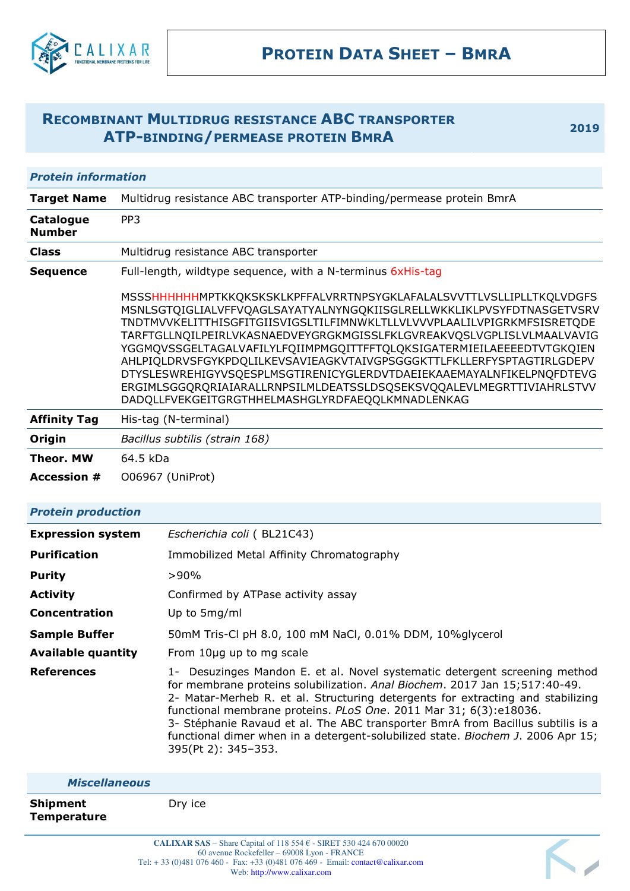# Protein Data Sheet – BmrA

## Recombinant Multidrug resistance ABC transporter ATP-binding/permease protein BmrA

2019

### Protein information

| | |
|---|---|
| **Target Name** | Multidrug resistance ABC transporter ATP-binding/permease protein BmrA |
| **Catalogue Number** | PP3 |
| **Class** | Multidrug resistance ABC transporter |
| **Sequence** | Full-length, wildtype sequence, with a N-terminus 6xHis-tag<br><br>MSSSHHHHHHMPTKKQKSKSKLKPFFALVRRTNPSYGKLAFALALSVVTTLVSLLIPLLTKQLVDGFSMSNLSGTQIGLIALVFFVQAGLSAYATYALNYNGQKIISGLRELLWKKLIKLPVSYFDTNASGETVSRVTNDTMVVKELITTHISGFITGIISVIGSLTILFIMNWKLTLLVLVVVPLAALILVPIGRKMFSISRETQDETARFTGLLNQILPEIRLVKASNAEDVEYGRGKMGISSLFKLGVREAKVQSLVGPLISLVLMAALVAVIGYGGMQVSSGELTAGALVAFILYLFQIIMPMGQITTFFTQLQKSIGATERMIEILAEEEEDTVTGKQIENAHLPIQLDRVSFGYKPDQLILKEVSAVIEAGKVTAIVGPSGGGKTTLFKLLERFYSPTAGTIRLGDEPVDTYSLESWREHIGYVSQESPLMSGTIRENICYGLERDVTDAEIEKAAEMAYALNFIKELPNQFDTEVGERGIMLSGGQRQRIAIARALLRNPSILMLDEATSSLDSQSEKSVQQALEVLMEGRTTIVIAHRLSTVVDADQLLFVEKGEITGRGTHHELMASHGLYRDFAEQQLKMNADLENKAG |
| **Affinity Tag** | His-tag (N-terminal) |
| **Origin** | *Bacillus subtilis (strain 168)* |
| **Theor. MW** | 64.5 kDa |
| **Accession #** | O06967 (UniProt) |

### Protein production

| | |
|---|---|
| **Expression system** | *Escherichia coli* ( BL21C43) |
| **Purification** | Immobilized Metal Affinity Chromatography |
| **Purity** | >90% |
| **Activity** | Confirmed by ATPase activity assay |
| **Concentration** | Up to 5mg/ml |
| **Sample Buffer** | 50mM Tris-Cl pH 8.0, 100 mM NaCl, 0.01% DDM, 10%glycerol |
| **Available quantity** | From 10µg up to mg scale |
| **References** | 1- Desuzinges Mandon E. et al. Novel systematic detergent screening method for membrane proteins solubilization. *Anal Biochem*. 2017 Jan 15;517:40-49.<br>2- Matar-Merheb R. et al. Structuring detergents for extracting and stabilizing functional membrane proteins. *PLoS One*. 2011 Mar 31; 6(3):e18036.<br>3- Stéphanie Ravaud et al. The ABC transporter BmrA from Bacillus subtilis is a functional dimer when in a detergent-solubilized state. *Biochem J*. 2006 Apr 15; 395(Pt 2): 345–353. |

### Miscellaneous

| | |
|---|---|
| **Shipment Temperature** | Dry ice |

CALIXAR SAS – Share Capital of 118 554 € - SIRET 530 424 670 00020
60 avenue Rockefeller – 69008 Lyon - FRANCE
Tel: + 33 (0)481 076 460 - Fax: +33 (0)481 076 469 - Email: contact@calixar.com
Web: http://www.calixar.com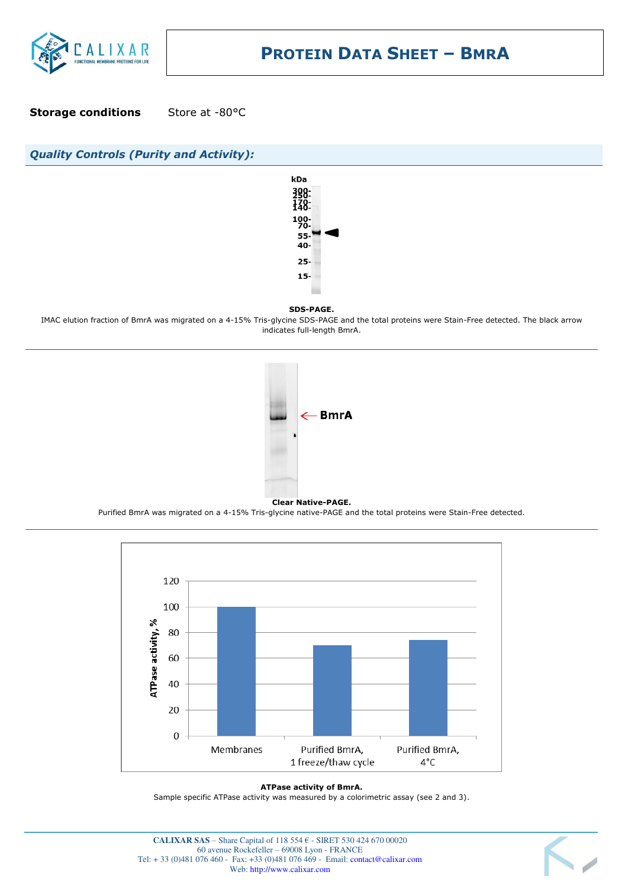**Storage conditions** Store at -80°C

## *Quality Controls (Purity and Activity):*

**SDS-PAGE.**

IMAC elution fraction of BmrA was migrated on a 4-15% Tris-glycine SDS-PAGE and the total proteins were Stain-Free detected. The black arrow indicates full-length BmrA.

**Clear Native-PAGE.**

Purified BmrA was migrated on a 4-15% Tris-glycine native-PAGE and the total proteins were Stain-Free detected.

**ATPase activity of BmrA.**

Sample specific ATPase activity was measured by a colorimetric assay (see 2 and 3).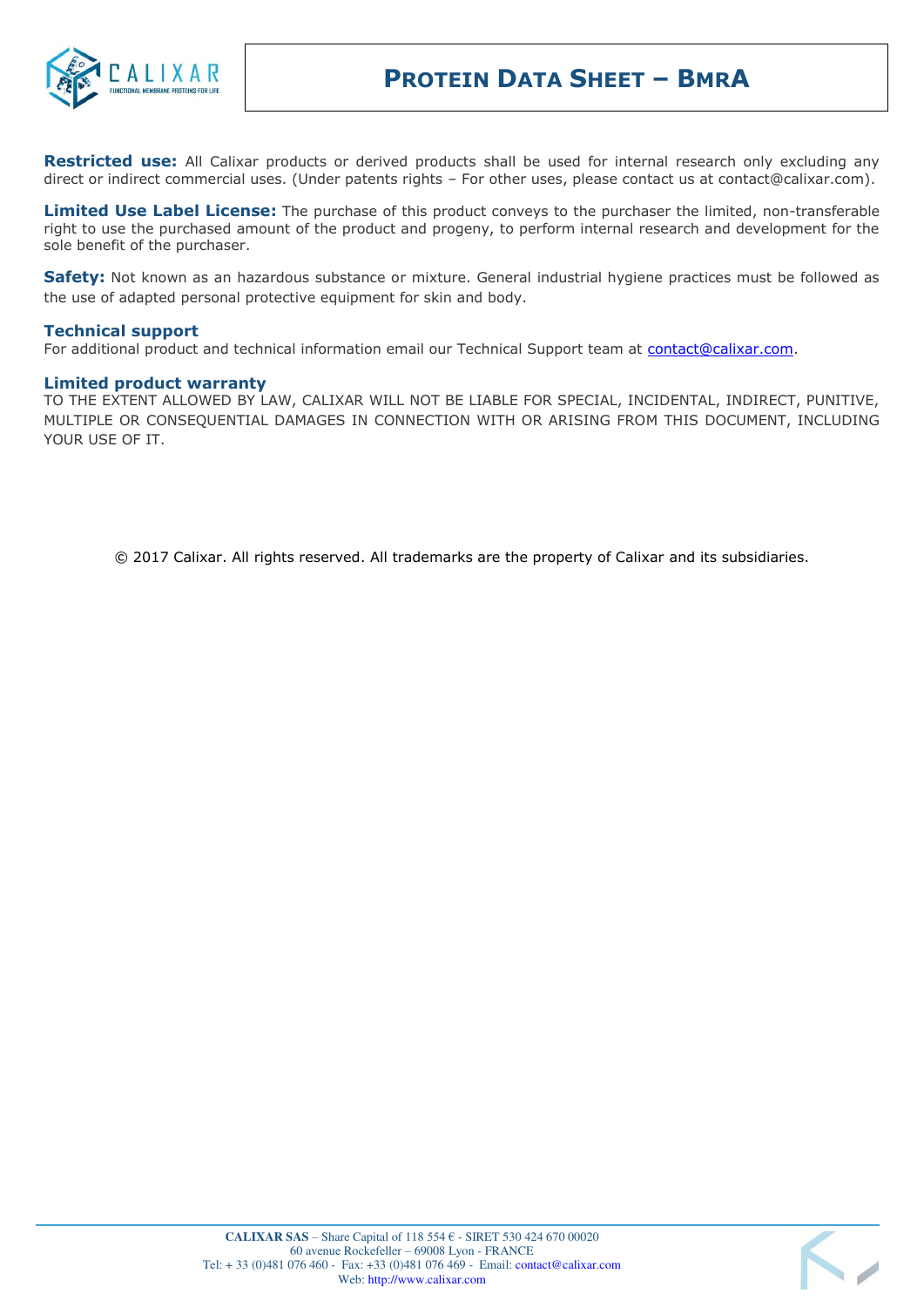**Restricted use:** All Calixar products or derived products shall be used for internal research only excluding any direct or indirect commercial uses. (Under patents rights – For other uses, please contact us at contact@calixar.com).

**Limited Use Label License:** The purchase of this product conveys to the purchaser the limited, non-transferable right to use the purchased amount of the product and progeny, to perform internal research and development for the sole benefit of the purchaser.

**Safety:** Not known as an hazardous substance or mixture. General industrial hygiene practices must be followed as the use of adapted personal protective equipment for skin and body.

**Technical support**

For additional product and technical information email our Technical Support team at contact@calixar.com.

**Limited product warranty**

TO THE EXTENT ALLOWED BY LAW, CALIXAR WILL NOT BE LIABLE FOR SPECIAL, INCIDENTAL, INDIRECT, PUNITIVE, MULTIPLE OR CONSEQUENTIAL DAMAGES IN CONNECTION WITH OR ARISING FROM THIS DOCUMENT, INCLUDING YOUR USE OF IT.

© 2017 Calixar. All rights reserved. All trademarks are the property of Calixar and its subsidiaries.